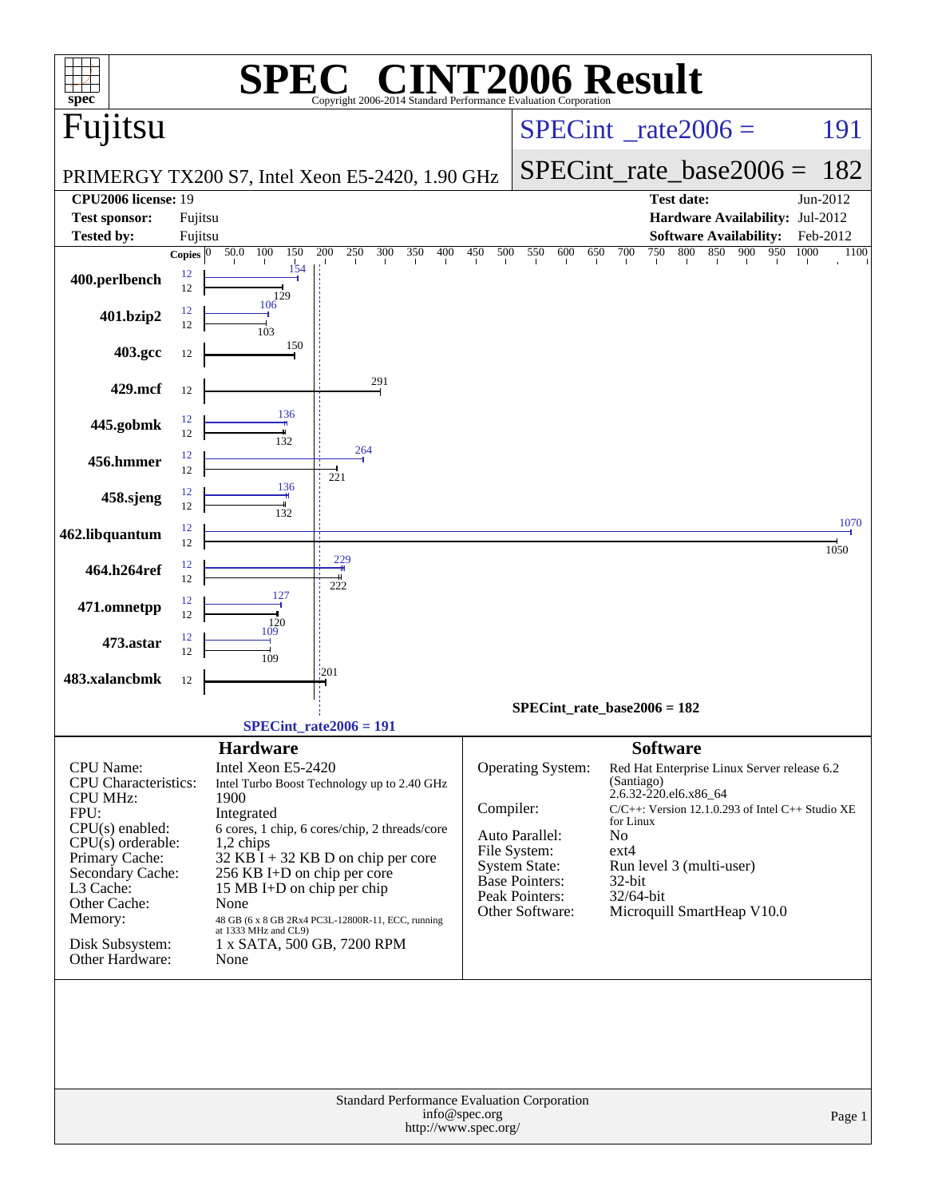# SPEC® CINT2006 Result

Copyright 2006-2014 Standard Performance Evaluation Corporation

## Fujitsu

PRIMERGY TX200 S7, Intel Xeon E5-2420, 1.90 GHz

SPECint_rate2006 = 191

SPECint_rate_base2006 = 182

| | | | |
|---|---|---|---|
| **CPU2006 license:** | 19 | **Test date:** | Jun-2012 |
| **Test sponsor:** | Fujitsu | **Hardware Availability:** | Jul-2012 |
| **Tested by:** | Fujitsu | **Software Availability:** | Feb-2012 |

| Benchmark | Copies (peak) | Peak | Copies (base) | Base |
|---|---|---|---|---|
| 400.perlbench | 12 | 154 | 12 | 129 |
| 401.bzip2 | 12 | 106 | 12 | 103 |
| 403.gcc | | | 12 | 150 |
| 429.mcf | | | 12 | 291 |
| 445.gobmk | 12 | 136 | 12 | 132 |
| 456.hmmer | 12 | 264 | 12 | 221 |
| 458.sjeng | 12 | 136 | 12 | 132 |
| 462.libquantum | 12 | 1070 | 12 | 1050 |
| 464.h264ref | 12 | 229 | 12 | 222 |
| 471.omnetpp | 12 | 127 | 12 | 120 |
| 473.astar | 12 | 109 | 12 | 109 |
| 483.xalancbmk | | | 12 | 201 |

SPECint_rate_base2006 = 182

SPECint_rate2006 = 191

## Hardware

| | |
|---|---|
| CPU Name: | Intel Xeon E5-2420 |
| CPU Characteristics: | Intel Turbo Boost Technology up to 2.40 GHz |
| CPU MHz: | 1900 |
| FPU: | Integrated |
| CPU(s) enabled: | 6 cores, 1 chip, 6 cores/chip, 2 threads/core |
| CPU(s) orderable: | 1,2 chips |
| Primary Cache: | 32 KB I + 32 KB D on chip per core |
| Secondary Cache: | 256 KB I+D on chip per core |
| L3 Cache: | 15 MB I+D on chip per chip |
| Other Cache: | None |
| Memory: | 48 GB (6 x 8 GB 2Rx4 PC3L-12800R-11, ECC, running at 1333 MHz and CL9) |
| Disk Subsystem: | 1 x SATA, 500 GB, 7200 RPM |
| Other Hardware: | None |

## Software

| | |
|---|---|
| Operating System: | Red Hat Enterprise Linux Server release 6.2 (Santiago) 2.6.32-220.el6.x86_64 |
| Compiler: | C/C++: Version 12.1.0.293 of Intel C++ Studio XE for Linux |
| Auto Parallel: | No |
| File System: | ext4 |
| System State: | Run level 3 (multi-user) |
| Base Pointers: | 32-bit |
| Peak Pointers: | 32/64-bit |
| Other Software: | Microquill SmartHeap V10.0 |

Standard Performance Evaluation Corporation
info@spec.org
http://www.spec.org/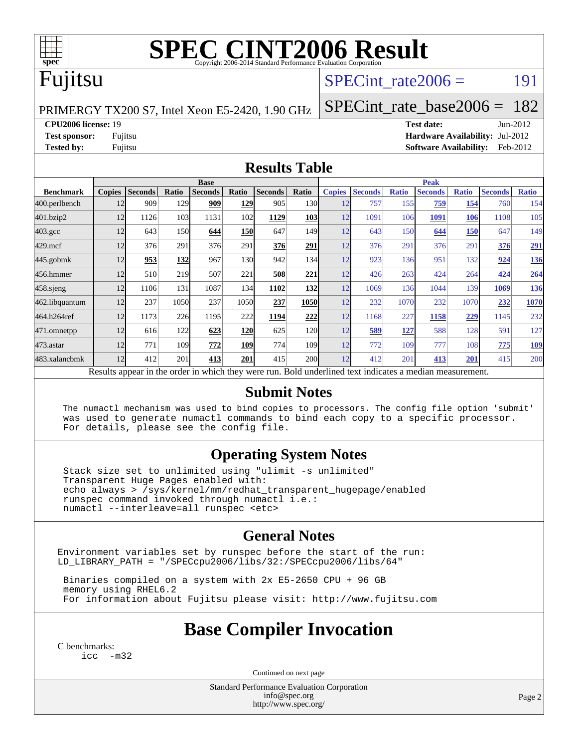# SPEC CINT2006 Result

Copyright 2006-2014 Standard Performance Evaluation Corporation

## Fujitsu

PRIMERGY TX200 S7, Intel Xeon E5-2420, 1.90 GHz

SPECint_rate2006 = 191

SPECint_rate_base2006 = 182

**CPU2006 license:** 19
**Test sponsor:** Fujitsu
**Tested by:** Fujitsu

**Test date:** Jun-2012
**Hardware Availability:** Jul-2012
**Software Availability:** Feb-2012

## Results Table

| Benchmark | Base | | | | | | | Peak | | | | | | |
|---|---|---|---|---|---|---|---|---|---|---|---|---|---|---|
| | Copies | Seconds | Ratio | Seconds | Ratio | Seconds | Ratio | Copies | Seconds | Ratio | Seconds | Ratio | Seconds | Ratio |
| 400.perlbench | 12 | 909 | 129 | **909** | **129** | 905 | 130 | 12 | 757 | 155 | **759** | **154** | 760 | 154 |
| 401.bzip2 | 12 | 1126 | 103 | 1131 | 102 | **1129** | **103** | 12 | 1091 | 106 | **1091** | **106** | 1108 | 105 |
| 403.gcc | 12 | 643 | 150 | **644** | **150** | 647 | 149 | 12 | 643 | 150 | **644** | **150** | 647 | 149 |
| 429.mcf | 12 | 376 | 291 | 376 | 291 | **376** | **291** | 12 | 376 | 291 | 376 | 291 | **376** | **291** |
| 445.gobmk | 12 | **953** | **132** | 967 | 130 | 942 | 134 | 12 | 923 | 136 | 951 | 132 | **924** | **136** |
| 456.hmmer | 12 | 510 | 219 | 507 | 221 | **508** | **221** | 12 | 426 | 263 | 424 | 264 | **424** | **264** |
| 458.sjeng | 12 | 1106 | 131 | 1087 | 134 | **1102** | **132** | 12 | 1069 | 136 | 1044 | 139 | **1069** | **136** |
| 462.libquantum | 12 | 237 | 1050 | 237 | 1050 | **237** | **1050** | 12 | 232 | 1070 | 232 | 1070 | **232** | **1070** |
| 464.h264ref | 12 | 1173 | 226 | 1195 | 222 | **1194** | **222** | 12 | 1168 | 227 | **1158** | **229** | 1145 | 232 |
| 471.omnetpp | 12 | 616 | 122 | **623** | **120** | 625 | 120 | 12 | **589** | **127** | 588 | 128 | 591 | 127 |
| 473.astar | 12 | 771 | 109 | **772** | **109** | 774 | 109 | 12 | 772 | 109 | 777 | 108 | **775** | **109** |
| 483.xalancbmk | 12 | 412 | 201 | **413** | **201** | 415 | 200 | 12 | 412 | 201 | **413** | **201** | 415 | 200 |

Results appear in the order in which they were run. Bold underlined text indicates a median measurement.

## Submit Notes

```
The numactl mechanism was used to bind copies to processors. The config file option 'submit'
was used to generate numactl commands to bind each copy to a specific processor.
For details, please see the config file.
```

## Operating System Notes

```
Stack size set to unlimited using "ulimit -s unlimited"
Transparent Huge Pages enabled with:
echo always > /sys/kernel/mm/redhat_transparent_hugepage/enabled
runspec command invoked through numactl i.e.:
numactl --interleave=all runspec <etc>
```

## General Notes

```
Environment variables set by runspec before the start of the run:
LD_LIBRARY_PATH = "/SPECcpu2006/libs/32:/SPECcpu2006/libs/64"

 Binaries compiled on a system with 2x E5-2650 CPU + 96 GB
 memory using RHEL6.2
 For information about Fujitsu please visit: http://www.fujitsu.com
```

## Base Compiler Invocation

C benchmarks:
```
icc -m32
```

Continued on next page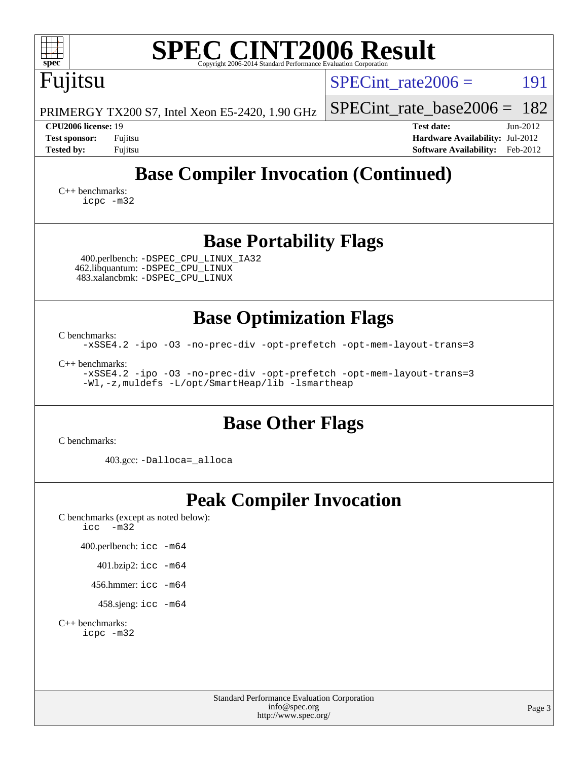# SPEC CINT2006 Result

Copyright 2006-2014 Standard Performance Evaluation Corporation

**Fujitsu**

PRIMERGY TX200 S7, Intel Xeon E5-2420, 1.90 GHz

SPECint_rate2006 = 191

SPECint_rate_base2006 = 182

**CPU2006 license:** 19
**Test sponsor:** Fujitsu
**Tested by:** Fujitsu

**Test date:** Jun-2012
**Hardware Availability:** Jul-2012
**Software Availability:** Feb-2012

## Base Compiler Invocation (Continued)

C++ benchmarks:
```
icpc -m32
```

## Base Portability Flags

400.perlbench: `-DSPEC_CPU_LINUX_IA32`
462.libquantum: `-DSPEC_CPU_LINUX`
483.xalancbmk: `-DSPEC_CPU_LINUX`

## Base Optimization Flags

C benchmarks:
```
-xSSE4.2 -ipo -O3 -no-prec-div -opt-prefetch -opt-mem-layout-trans=3
```

C++ benchmarks:
```
-xSSE4.2 -ipo -O3 -no-prec-div -opt-prefetch -opt-mem-layout-trans=3
-Wl,-z,muldefs -L/opt/SmartHeap/lib -lsmartheap
```

## Base Other Flags

C benchmarks:

403.gcc: `-Dalloca=_alloca`

## Peak Compiler Invocation

C benchmarks (except as noted below):
```
icc  -m32
```

400.perlbench: `icc -m64`

401.bzip2: `icc -m64`

456.hmmer: `icc -m64`

458.sjeng: `icc -m64`

C++ benchmarks:
```
icpc -m32
```

Standard Performance Evaluation Corporation
info@spec.org
http://www.spec.org/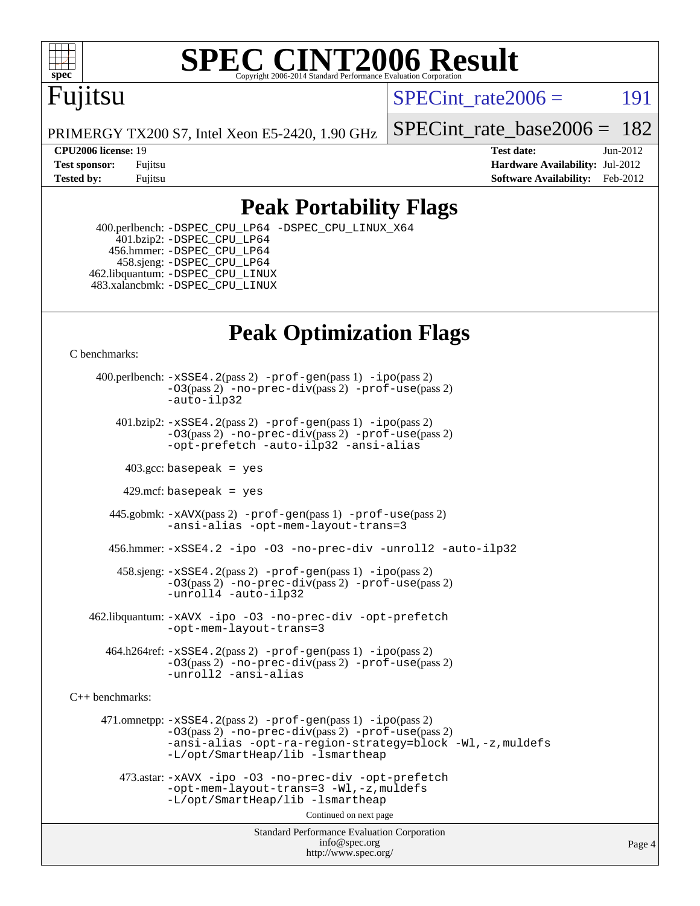# SPEC CINT2006 Result

Copyright 2006-2014 Standard Performance Evaluation Corporation

## Fujitsu

PRIMERGY TX200 S7, Intel Xeon E5-2420, 1.90 GHz

SPECint_rate2006 = 191

SPECint_rate_base2006 = 182

| | | | |
|---|---|---|---|
| **CPU2006 license:** | 19 | **Test date:** | Jun-2012 |
| **Test sponsor:** | Fujitsu | **Hardware Availability:** | Jul-2012 |
| **Tested by:** | Fujitsu | **Software Availability:** | Feb-2012 |

## Peak Portability Flags

400.perlbench: -DSPEC_CPU_LP64 -DSPEC_CPU_LINUX_X64
401.bzip2: -DSPEC_CPU_LP64
456.hmmer: -DSPEC_CPU_LP64
458.sjeng: -DSPEC_CPU_LP64
462.libquantum: -DSPEC_CPU_LINUX
483.xalancbmk: -DSPEC_CPU_LINUX

## Peak Optimization Flags

C benchmarks:

400.perlbench: -xSSE4.2(pass 2) -prof-gen(pass 1) -ipo(pass 2) -O3(pass 2) -no-prec-div(pass 2) -prof-use(pass 2) -auto-ilp32

401.bzip2: -xSSE4.2(pass 2) -prof-gen(pass 1) -ipo(pass 2) -O3(pass 2) -no-prec-div(pass 2) -prof-use(pass 2) -opt-prefetch -auto-ilp32 -ansi-alias

403.gcc: basepeak = yes

429.mcf: basepeak = yes

445.gobmk: -xAVX(pass 2) -prof-gen(pass 1) -prof-use(pass 2) -ansi-alias -opt-mem-layout-trans=3

456.hmmer: -xSSE4.2 -ipo -O3 -no-prec-div -unroll2 -auto-ilp32

458.sjeng: -xSSE4.2(pass 2) -prof-gen(pass 1) -ipo(pass 2) -O3(pass 2) -no-prec-div(pass 2) -prof-use(pass 2) -unroll4 -auto-ilp32

462.libquantum: -xAVX -ipo -O3 -no-prec-div -opt-prefetch -opt-mem-layout-trans=3

464.h264ref: -xSSE4.2(pass 2) -prof-gen(pass 1) -ipo(pass 2) -O3(pass 2) -no-prec-div(pass 2) -prof-use(pass 2) -unroll2 -ansi-alias

C++ benchmarks:

471.omnetpp: -xSSE4.2(pass 2) -prof-gen(pass 1) -ipo(pass 2) -O3(pass 2) -no-prec-div(pass 2) -prof-use(pass 2) -ansi-alias -opt-ra-region-strategy=block -Wl,-z,muldefs -L/opt/SmartHeap/lib -lsmartheap

473.astar: -xAVX -ipo -O3 -no-prec-div -opt-prefetch -opt-mem-layout-trans=3 -Wl,-z,muldefs -L/opt/SmartHeap/lib -lsmartheap

Continued on next page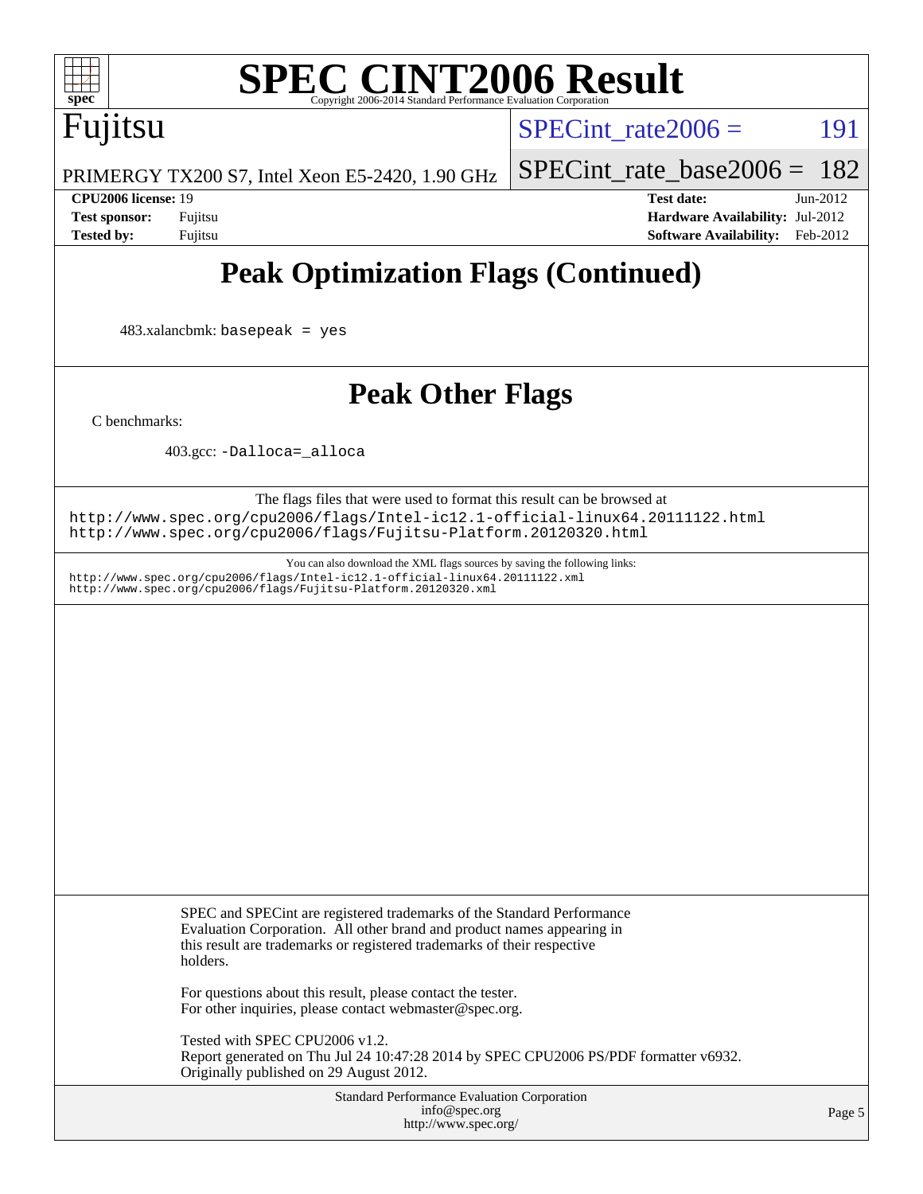## Peak Optimization Flags (Continued)

483.xalancbmk: `basepeak = yes`

## Peak Other Flags

C benchmarks:

403.gcc: `-Dalloca=_alloca`

The flags files that were used to format this result can be browsed at
http://www.spec.org/cpu2006/flags/Intel-ic12.1-official-linux64.20111122.html
http://www.spec.org/cpu2006/flags/Fujitsu-Platform.20120320.html

You can also download the XML flags sources by saving the following links:
http://www.spec.org/cpu2006/flags/Intel-ic12.1-official-linux64.20111122.xml
http://www.spec.org/cpu2006/flags/Fujitsu-Platform.20120320.xml

SPEC and SPECint are registered trademarks of the Standard Performance Evaluation Corporation. All other brand and product names appearing in this result are trademarks or registered trademarks of their respective holders.

For questions about this result, please contact the tester.
For other inquiries, please contact webmaster@spec.org.

Tested with SPEC CPU2006 v1.2.
Report generated on Thu Jul 24 10:47:28 2014 by SPEC CPU2006 PS/PDF formatter v6932.
Originally published on 29 August 2012.